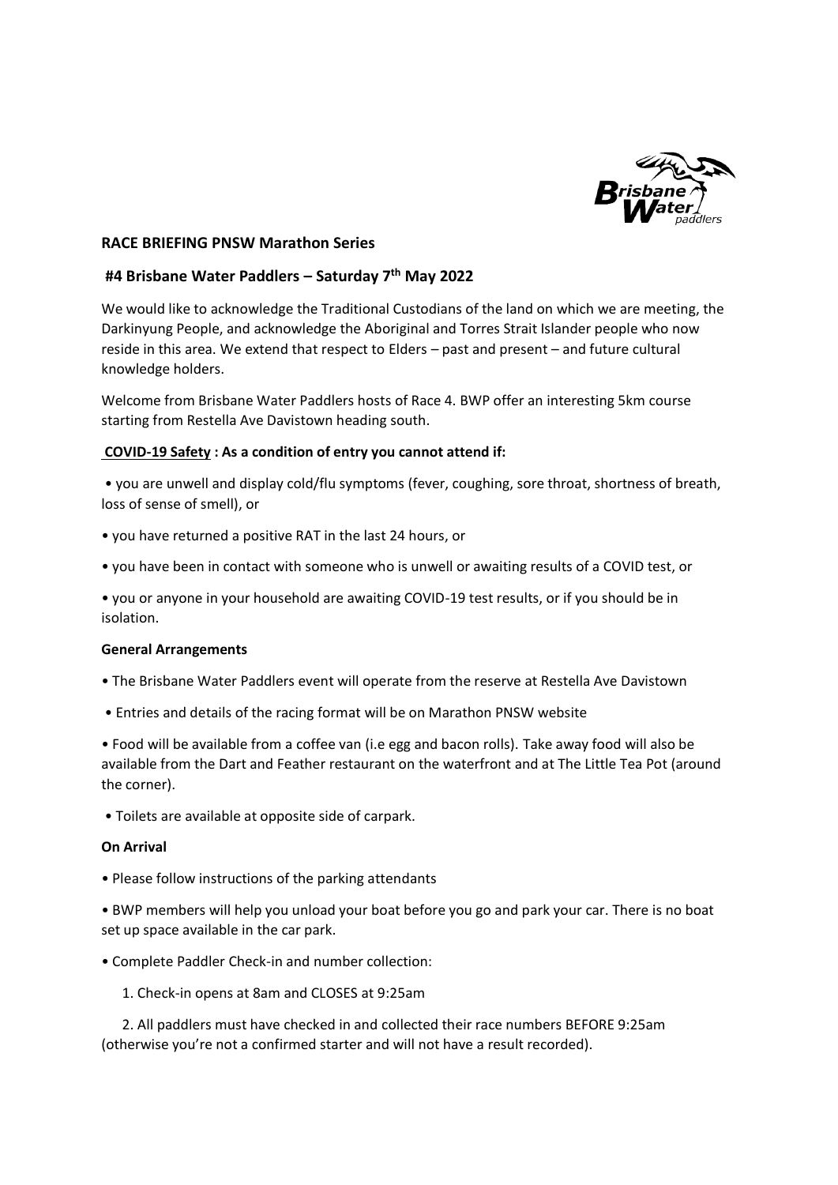## RACE BRIEFING PNSW Marathon Series

### #4 Brisbane Water Paddlers – Saturday 7th May 2022

We would like to acknowledge the Traditional Custodians of the land on which we are meeting, the Darkinyung People, and acknowledge the Aboriginal and Torres Strait Islander people who now reside in this area. We extend that respect to Elders – past and present – and future cultural knowledge holders.

Welcome from Brisbane Water Paddlers hosts of Race 4. BWP offer an interesting 5km course starting from Restella Ave Davistown heading south.

**COVID-19 Safety : As a condition of entry you cannot attend if:**

- you are unwell and display cold/flu symptoms (fever, coughing, sore throat, shortness of breath, loss of sense of smell), or
- you have returned a positive RAT in the last 24 hours, or
- you have been in contact with someone who is unwell or awaiting results of a COVID test, or
- you or anyone in your household are awaiting COVID-19 test results, or if you should be in isolation.

**General Arrangements**

- The Brisbane Water Paddlers event will operate from the reserve at Restella Ave Davistown
- Entries and details of the racing format will be on Marathon PNSW website
- Food will be available from a coffee van (i.e egg and bacon rolls). Take away food will also be available from the Dart and Feather restaurant on the waterfront and at The Little Tea Pot (around the corner).
- Toilets are available at opposite side of carpark.

**On Arrival**

- Please follow instructions of the parking attendants
- BWP members will help you unload your boat before you go and park your car. There is no boat set up space available in the car park.
- Complete Paddler Check-in and number collection:
  1. Check-in opens at 8am and CLOSES at 9:25am
  2. All paddlers must have checked in and collected their race numbers BEFORE 9:25am (otherwise you're not a confirmed starter and will not have a result recorded).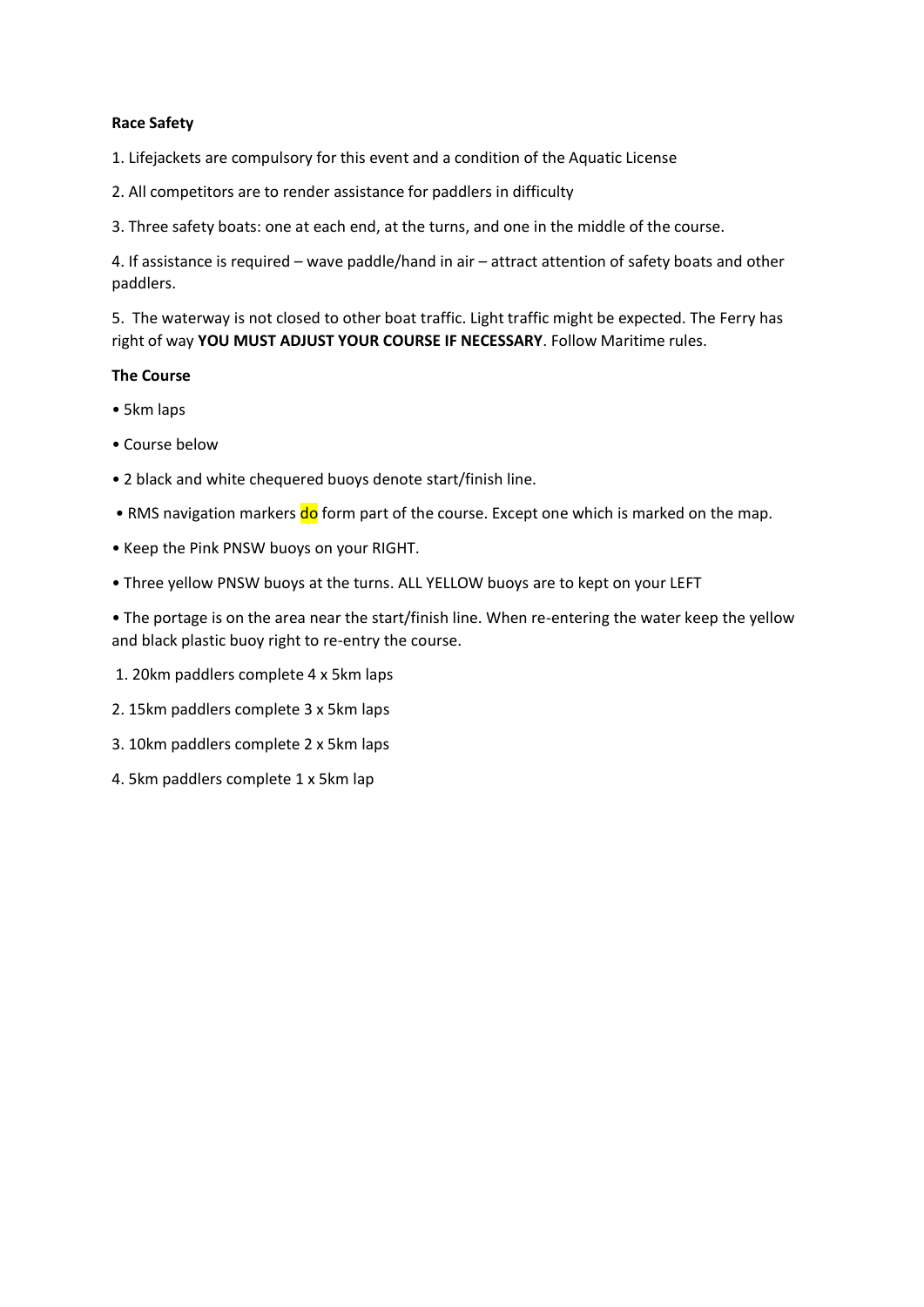**Race Safety**

1. Lifejackets are compulsory for this event and a condition of the Aquatic License
2. All competitors are to render assistance for paddlers in difficulty
3. Three safety boats: one at each end, at the turns, and one in the middle of the course.
4. If assistance is required – wave paddle/hand in air – attract attention of safety boats and other paddlers.
5. The waterway is not closed to other boat traffic. Light traffic might be expected. The Ferry has right of way **YOU MUST ADJUST YOUR COURSE IF NECESSARY**. Follow Maritime rules.

**The Course**

- 5km laps
- Course below
- 2 black and white chequered buoys denote start/finish line.
- RMS navigation markers do form part of the course. Except one which is marked on the map.
- Keep the Pink PNSW buoys on your RIGHT.
- Three yellow PNSW buoys at the turns. ALL YELLOW buoys are to kept on your LEFT
- The portage is on the area near the start/finish line. When re-entering the water keep the yellow and black plastic buoy right to re-entry the course.

1. 20km paddlers complete 4 x 5km laps
2. 15km paddlers complete 3 x 5km laps
3. 10km paddlers complete 2 x 5km laps
4. 5km paddlers complete 1 x 5km lap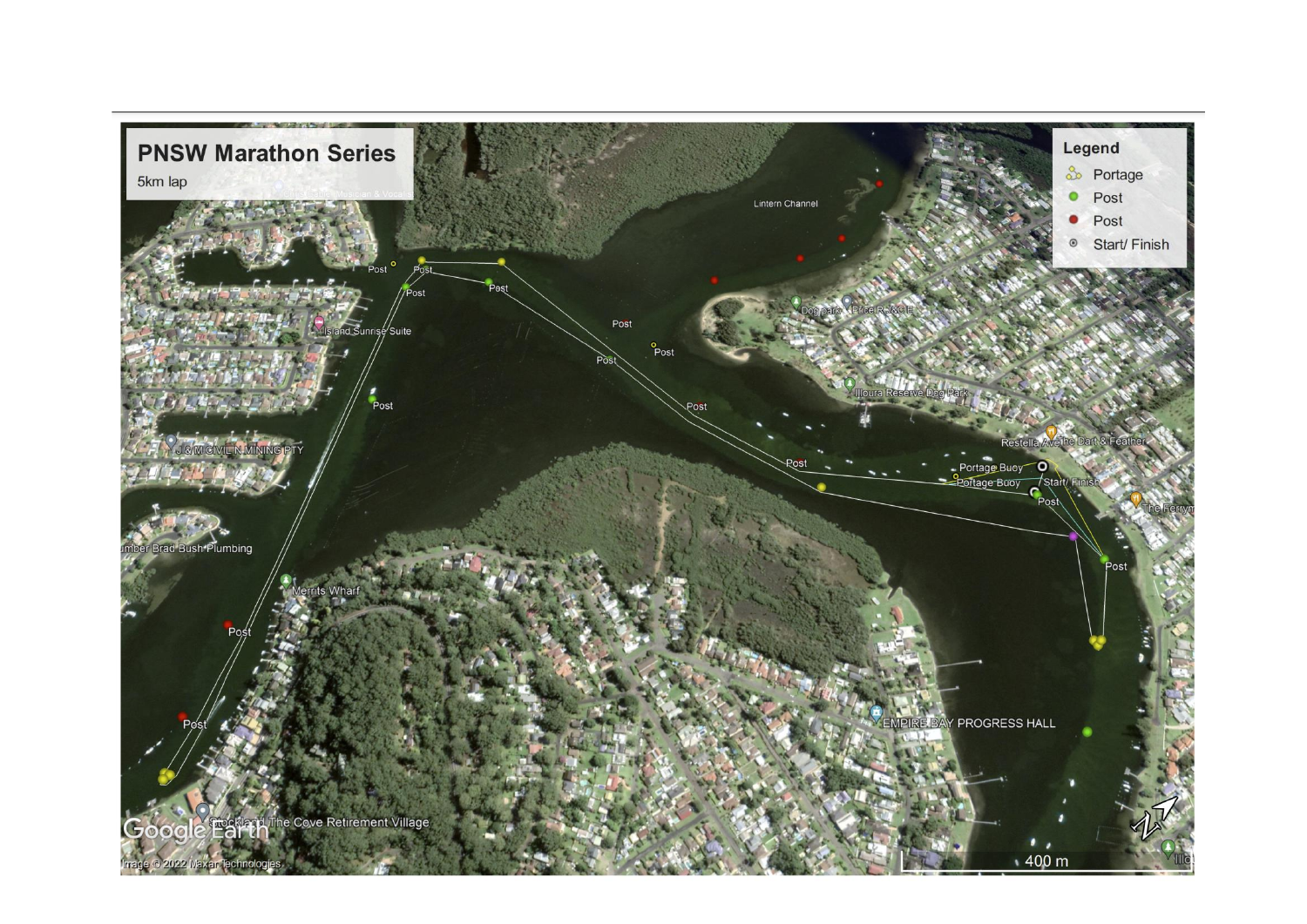## PNSW Marathon Series

5km lap

**Legend**

- Portage
- Post
- Post
- Start/ Finish

Lintern Channel

Post

Post

Post

Post

Island Sunrise Suite

Post

Post

Post

Post

Post

J & M CIVIL N MINING PTY

Dog park

Price R J & C E

Illoura Reserve Dog Park

Restella Ave

The Dart & Feather

Portage Buey

Portage Buoy

Start/ Finish

Post

The Ferryman

Post

umber Brad Bush Plumbing

Merrits Wharf

Post

Post

EMPIRE BAY PROGRESS HALL

Stockland The Cove Retirement Village

Google Earth

Image © 2022 Maxar Technologies

400 m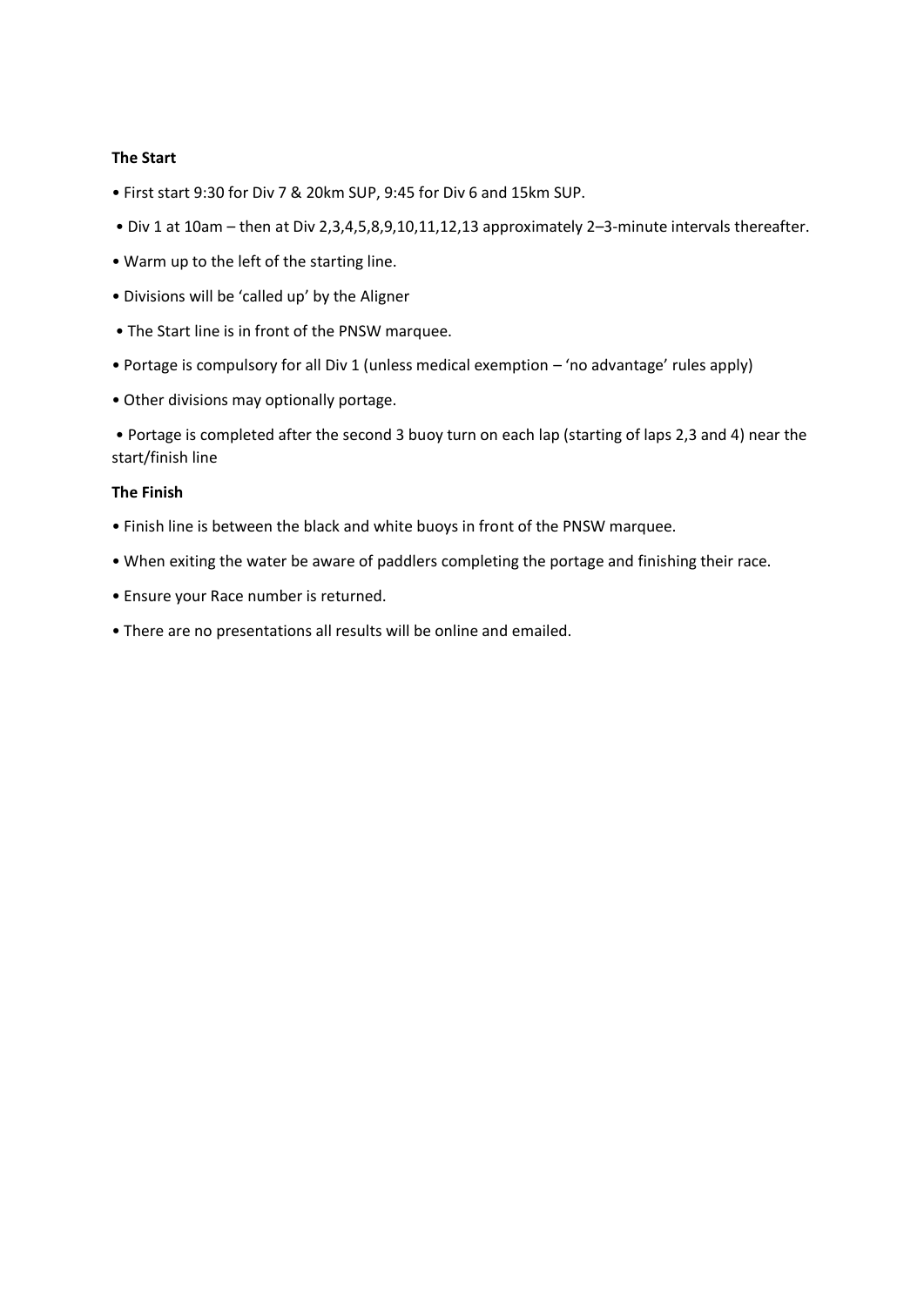**The Start**

- First start 9:30 for Div 7 & 20km SUP, 9:45 for Div 6 and 15km SUP.
- Div 1 at 10am – then at Div 2,3,4,5,8,9,10,11,12,13 approximately 2–3-minute intervals thereafter.
- Warm up to the left of the starting line.
- Divisions will be 'called up' by the Aligner
- The Start line is in front of the PNSW marquee.
- Portage is compulsory for all Div 1 (unless medical exemption – 'no advantage' rules apply)
- Other divisions may optionally portage.
- Portage is completed after the second 3 buoy turn on each lap (starting of laps 2,3 and 4) near the start/finish line

**The Finish**

- Finish line is between the black and white buoys in front of the PNSW marquee.
- When exiting the water be aware of paddlers completing the portage and finishing their race.
- Ensure your Race number is returned.
- There are no presentations all results will be online and emailed.